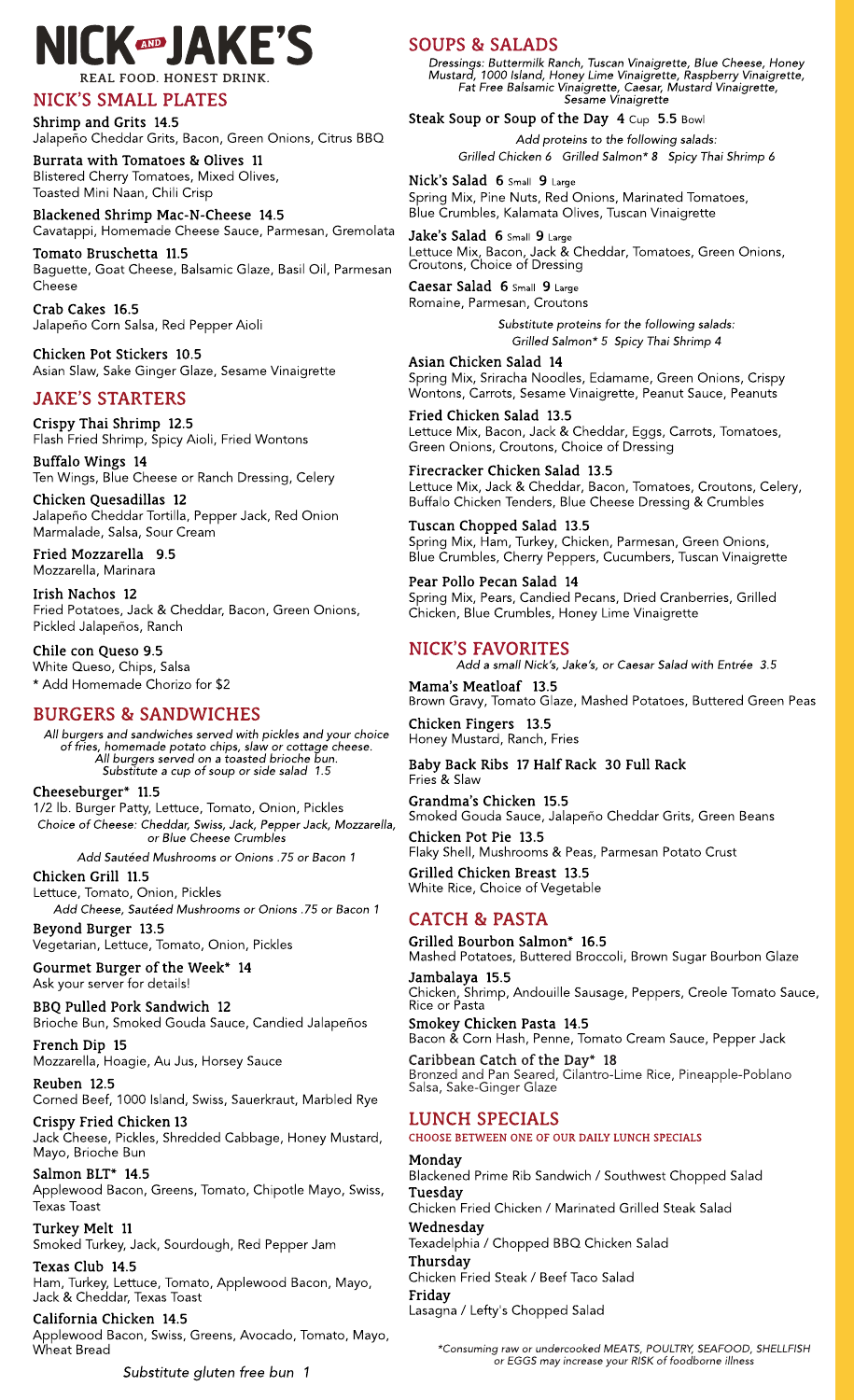# NICK AND JAKE'S

REAL FOOD. HONEST DRINK.

## NICK'S SMALL PLATES

**Shrimp and Grits 14.5**
Jalapeño Cheddar Grits, Bacon, Green Onions, Citrus BBQ

**Burrata with Tomatoes & Olives 11**
Blistered Cherry Tomatoes, Mixed Olives, Toasted Mini Naan, Chili Crisp

**Blackened Shrimp Mac-N-Cheese 14.5**
Cavatappi, Homemade Cheese Sauce, Parmesan, Gremolata

**Tomato Bruschetta 11.5**
Baguette, Goat Cheese, Balsamic Glaze, Basil Oil, Parmesan Cheese

**Crab Cakes 16.5**
Jalapeño Corn Salsa, Red Pepper Aioli

**Chicken Pot Stickers 10.5**
Asian Slaw, Sake Ginger Glaze, Sesame Vinaigrette

## JAKE'S STARTERS

**Crispy Thai Shrimp 12.5**
Flash Fried Shrimp, Spicy Aioli, Fried Wontons

**Buffalo Wings 14**
Ten Wings, Blue Cheese or Ranch Dressing, Celery

**Chicken Quesadillas 12**
Jalapeño Cheddar Tortilla, Pepper Jack, Red Onion Marmalade, Salsa, Sour Cream

**Fried Mozzarella 9.5**
Mozzarella, Marinara

**Irish Nachos 12**
Fried Potatoes, Jack & Cheddar, Bacon, Green Onions, Pickled Jalapeños, Ranch

**Chile con Queso 9.5**
White Queso, Chips, Salsa
* Add Homemade Chorizo for $2

## BURGERS & SANDWICHES

*All burgers and sandwiches served with pickles and your choice of fries, homemade potato chips, slaw or cottage cheese. All burgers served on a toasted brioche bun. Substitute a cup of soup or side salad 1.5*

**Cheeseburger* 11.5**
1/2 lb. Burger Patty, Lettuce, Tomato, Onion, Pickles
*Choice of Cheese: Cheddar, Swiss, Jack, Pepper Jack, Mozzarella, or Blue Cheese Crumbles*
*Add Sautéed Mushrooms or Onions .75 or Bacon 1*

**Chicken Grill 11.5**
Lettuce, Tomato, Onion, Pickles
*Add Cheese, Sautéed Mushrooms or Onions .75 or Bacon 1*

**Beyond Burger 13.5**
Vegetarian, Lettuce, Tomato, Onion, Pickles

**Gourmet Burger of the Week* 14**
Ask your server for details!

**BBQ Pulled Pork Sandwich 12**
Brioche Bun, Smoked Gouda Sauce, Candied Jalapeños

**French Dip 15**
Mozzarella, Hoagie, Au Jus, Horsey Sauce

**Reuben 12.5**
Corned Beef, 1000 Island, Swiss, Sauerkraut, Marbled Rye

**Crispy Fried Chicken 13**
Jack Cheese, Pickles, Shredded Cabbage, Honey Mustard, Mayo, Brioche Bun

**Salmon BLT* 14.5**
Applewood Bacon, Greens, Tomato, Chipotle Mayo, Swiss, Texas Toast

**Turkey Melt 11**
Smoked Turkey, Jack, Sourdough, Red Pepper Jam

**Texas Club 14.5**
Ham, Turkey, Lettuce, Tomato, Applewood Bacon, Mayo, Jack & Cheddar, Texas Toast

**California Chicken 14.5**
Applewood Bacon, Swiss, Greens, Avocado, Tomato, Mayo, Wheat Bread

*Substitute gluten free bun 1*

## SOUPS & SALADS

*Dressings: Buttermilk Ranch, Tuscan Vinaigrette, Blue Cheese, Honey Mustard, 1000 Island, Honey Lime Vinaigrette, Raspberry Vinaigrette, Fat Free Balsamic Vinaigrette, Caesar, Mustard Vinaigrette, Sesame Vinaigrette*

**Steak Soup or Soup of the Day 4** Cup **5.5** Bowl

*Add proteins to the following salads:*
*Grilled Chicken 6 Grilled Salmon* 8 Spicy Thai Shrimp 6*

**Nick's Salad 6** Small **9** Large
Spring Mix, Pine Nuts, Red Onions, Marinated Tomatoes, Blue Crumbles, Kalamata Olives, Tuscan Vinaigrette

**Jake's Salad 6** Small **9** Large
Lettuce Mix, Bacon, Jack & Cheddar, Tomatoes, Green Onions, Croutons, Choice of Dressing

**Caesar Salad 6** Small **9** Large
Romaine, Parmesan, Croutons

*Substitute proteins for the following salads:*
*Grilled Salmon* 5 Spicy Thai Shrimp 4*

**Asian Chicken Salad 14**
Spring Mix, Sriracha Noodles, Edamame, Green Onions, Crispy Wontons, Carrots, Sesame Vinaigrette, Peanut Sauce, Peanuts

**Fried Chicken Salad 13.5**
Lettuce Mix, Bacon, Jack & Cheddar, Eggs, Carrots, Tomatoes, Green Onions, Croutons, Choice of Dressing

**Firecracker Chicken Salad 13.5**
Lettuce Mix, Jack & Cheddar, Bacon, Tomatoes, Croutons, Celery, Buffalo Chicken Tenders, Blue Cheese Dressing & Crumbles

**Tuscan Chopped Salad 13.5**
Spring Mix, Ham, Turkey, Chicken, Parmesan, Green Onions, Blue Crumbles, Cherry Peppers, Cucumbers, Tuscan Vinaigrette

**Pear Pollo Pecan Salad 14**
Spring Mix, Pears, Candied Pecans, Dried Cranberries, Grilled Chicken, Blue Crumbles, Honey Lime Vinaigrette

## NICK'S FAVORITES

*Add a small Nick's, Jake's, or Caesar Salad with Entrée 3.5*

**Mama's Meatloaf 13.5**
Brown Gravy, Tomato Glaze, Mashed Potatoes, Buttered Green Peas

**Chicken Fingers 13.5**
Honey Mustard, Ranch, Fries

**Baby Back Ribs 17 Half Rack 30 Full Rack**
Fries & Slaw

**Grandma's Chicken 15.5**
Smoked Gouda Sauce, Jalapeño Cheddar Grits, Green Beans

**Chicken Pot Pie 13.5**
Flaky Shell, Mushrooms & Peas, Parmesan Potato Crust

**Grilled Chicken Breast 13.5**
White Rice, Choice of Vegetable

## CATCH & PASTA

**Grilled Bourbon Salmon* 16.5**
Mashed Potatoes, Buttered Broccoli, Brown Sugar Bourbon Glaze

**Jambalaya 15.5**
Chicken, Shrimp, Andouille Sausage, Peppers, Creole Tomato Sauce, Rice or Pasta

**Smokey Chicken Pasta 14.5**
Bacon & Corn Hash, Penne, Tomato Cream Sauce, Pepper Jack

**Caribbean Catch of the Day* 18**
Bronzed and Pan Seared, Cilantro-Lime Rice, Pineapple-Poblano Salsa, Sake-Ginger Glaze

## LUNCH SPECIALS

CHOOSE BETWEEN ONE OF OUR DAILY LUNCH SPECIALS

**Monday**
Blackened Prime Rib Sandwich / Southwest Chopped Salad

**Tuesday**
Chicken Fried Chicken / Marinated Grilled Steak Salad

**Wednesday**
Texadelphia / Chopped BBQ Chicken Salad

**Thursday**
Chicken Fried Steak / Beef Taco Salad

**Friday**
Lasagna / Lefty's Chopped Salad

*Consuming raw or undercooked MEATS, POULTRY, SEAFOOD, SHELLFISH or EGGS may increase your RISK of foodborne illness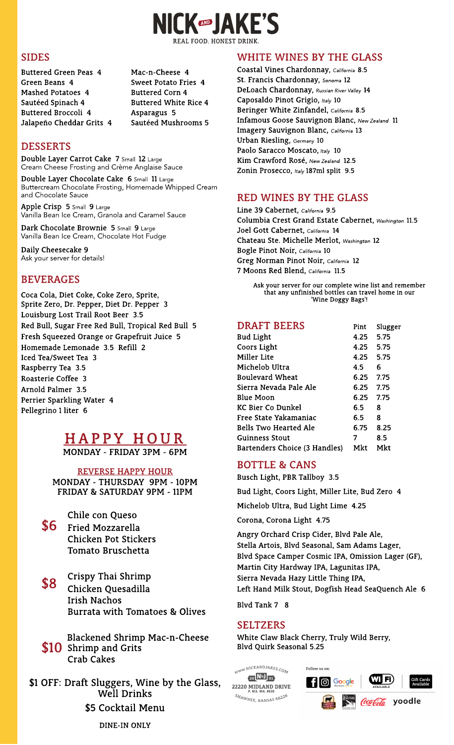# NICK AND JAKE'S

REAL FOOD. HONEST DRINK.

## SIDES

Buttered Green Peas 4
Green Beans 4
Mashed Potatoes 4
Sautéed Spinach 4
Buttered Broccoli 4
Jalapeño Cheddar Grits 4
Mac-n-Cheese 4
Sweet Potato Fries 4
Buttered Corn 4
Buttered White Rice 4
Asparagus 5
Sautéed Mushrooms 5

## DESSERTS

**Double Layer Carrot Cake** 7 Small 12 Large
Cream Cheese Frosting and Crème Anglaise Sauce

**Double Layer Chocolate Cake** 6 Small 11 Large
Buttercream Chocolate Frosting, Homemade Whipped Cream and Chocolate Sauce

**Apple Crisp** 5 Small 9 Large
Vanilla Bean Ice Cream, Granola and Caramel Sauce

**Dark Chocolate Brownie** 5 Small 9 Large
Vanilla Bean Ice Cream, Chocolate Hot Fudge

**Daily Cheesecake** 9
Ask your server for details!

## BEVERAGES

Coca Cola, Diet Coke, Coke Zero, Sprite, Sprite Zero, Dr. Pepper, Diet Dr. Pepper 3
Louisburg Lost Trail Root Beer 3.5
Red Bull, Sugar Free Red Bull, Tropical Red Bull 5
Fresh Squeezed Orange or Grapefruit Juice 5
Homemade Lemonade 3.5 Refill 2
Iced Tea/Sweet Tea 3
Raspberry Tea 3.5
Roasterie Coffee 3
Arnold Palmer 3.5
Perrier Sparkling Water 4
Pellegrino 1 liter 6

## HAPPY HOUR

MONDAY - FRIDAY 3PM - 6PM

### REVERSE HAPPY HOUR

MONDAY - THURSDAY 9PM - 10PM
FRIDAY & SATURDAY 9PM - 11PM

**$6**
Chile con Queso
Fried Mozzarella
Chicken Pot Stickers
Tomato Bruschetta

**$8**
Crispy Thai Shrimp
Chicken Quesadilla
Irish Nachos
Burrata with Tomatoes & Olives

**$10**
Blackened Shrimp Mac-n-Cheese
Shrimp and Grits
Crab Cakes

$1 OFF: Draft Sluggers, Wine by the Glass, Well Drinks
$5 Cocktail Menu

DINE-IN ONLY

## WHITE WINES BY THE GLASS

Coastal Vines Chardonnay, *California* 8.5
St. Francis Chardonnay, *Sonoma* 12
DeLoach Chardonnay, *Russian River Valley* 14
Caposaldo Pinot Grigio, *Italy* 10
Beringer White Zinfandel, *California* 8.5
Infamous Goose Sauvignon Blanc, *New Zealand* 11
Imagery Sauvignon Blanc, *California* 13
Urban Riesling, *Germany* 10
Paolo Saracco Moscato, *Italy* 10
Kim Crawford Rosé, *New Zealand* 12.5
Zonin Prosecco, *Italy* 187ml split 9.5

## RED WINES BY THE GLASS

Line 39 Cabernet, *California* 9.5
Columbia Crest Grand Estate Cabernet, *Washington* 11.5
Joel Gott Cabernet, *California* 14
Chateau Ste. Michelle Merlot, *Washington* 12
Bogle Pinot Noir, *California* 10
Greg Norman Pinot Noir, *California* 12
7 Moons Red Blend, *California* 11.5

Ask your server for our complete wine list and remember that any unfinished bottles can travel home in our 'Wine Doggy Bags'!

## DRAFT BEERS

| DRAFT BEERS | Pint | Slugger |
|---|---|---|
| Bud Light | 4.25 | 5.75 |
| Coors Light | 4.25 | 5.75 |
| Miller Lite | 4.25 | 5.75 |
| Michelob Ultra | 4.5 | 6 |
| Boulevard Wheat | 6.25 | 7.75 |
| Sierra Nevada Pale Ale | 6.25 | 7.75 |
| Blue Moon | 6.25 | 7.75 |
| KC Bier Co Dunkel | 6.5 | 8 |
| Free State Yakamaniac | 6.5 | 8 |
| Bells Two Hearted Ale | 6.75 | 8.25 |
| Guinness Stout | 7 | 8.5 |
| Bartenders Choice (3 Handles) | Mkt | Mkt |

## BOTTLE & CANS

Busch Light, PBR Tallboy 3.5

Bud Light, Coors Light, Miller Lite, Bud Zero 4

Michelob Ultra, Bud Light Lime 4.25

Corona, Corona Light 4.75

Angry Orchard Crisp Cider, Blvd Pale Ale, Stella Artois, Blvd Seasonal, Sam Adams Lager, Blvd Space Camper Cosmic IPA, Omission Lager (GF), Martin City Hardway IPA, Lagunitas IPA, Sierra Nevada Hazy Little Thing IPA, Left Hand Milk Stout, Dogfish Head SeaQuench Ale 6

Blvd Tank 7 8

## SELTZERS

White Claw Black Cherry, Truly Wild Berry, Blvd Quirk Seasonal 5.25

WWW.NICKANDJAKES.COM
20 N&J 01
22220 MIDLAND DRIVE
P. 913. 914. 8535
SHAWNEE, KANSAS 66226

Follow us on:
Google Reviews
WI FI AVAILABLE
Gift Cards Available
Coca-Cola
yoodle